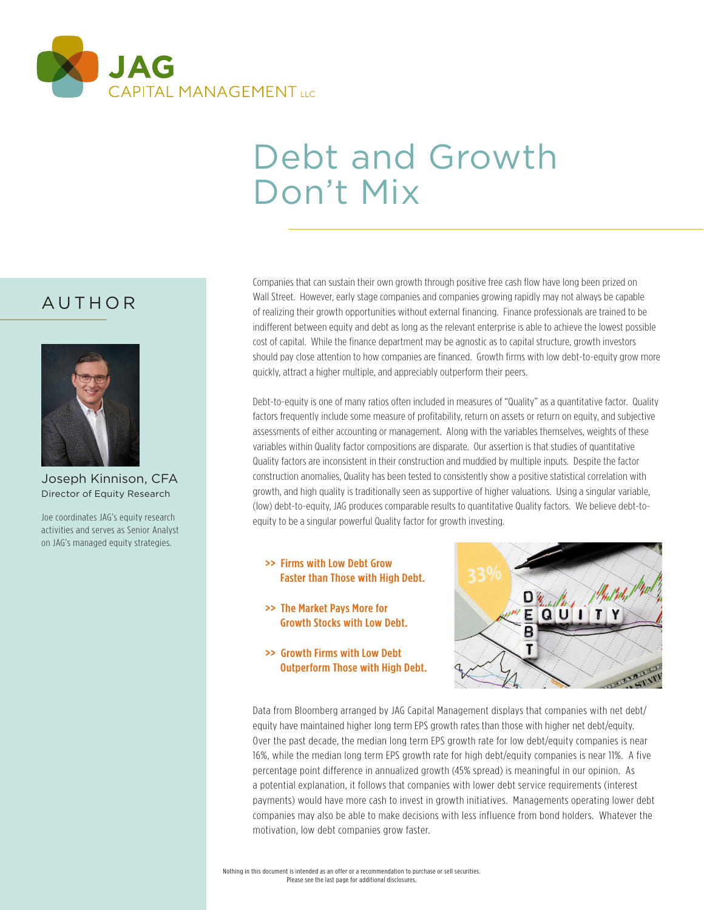JAG CAPITAL MANAGEMENT LLC

# Debt and Growth Don't Mix

## AUTHOR

Joseph Kinnison, CFA
Director of Equity Research

Joe coordinates JAG's equity research activities and serves as Senior Analyst on JAG's managed equity strategies.

Companies that can sustain their own growth through positive free cash flow have long been prized on Wall Street. However, early stage companies and companies growing rapidly may not always be capable of realizing their growth opportunities without external financing. Finance professionals are trained to be indifferent between equity and debt as long as the relevant enterprise is able to achieve the lowest possible cost of capital. While the finance department may be agnostic as to capital structure, growth investors should pay close attention to how companies are financed. Growth firms with low debt-to-equity grow more quickly, attract a higher multiple, and appreciably outperform their peers.

Debt-to-equity is one of many ratios often included in measures of "Quality" as a quantitative factor. Quality factors frequently include some measure of profitability, return on assets or return on equity, and subjective assessments of either accounting or management. Along with the variables themselves, weights of these variables within Quality factor compositions are disparate. Our assertion is that studies of quantitative Quality factors are inconsistent in their construction and muddied by multiple inputs. Despite the factor construction anomalies, Quality has been tested to consistently show a positive statistical correlation with growth, and high quality is traditionally seen as supportive of higher valuations. Using a singular variable, (low) debt-to-equity, JAG produces comparable results to quantitative Quality factors. We believe debt-to-equity to be a singular powerful Quality factor for growth investing.

- **>> Firms with Low Debt Grow Faster than Those with High Debt.**
- **>> The Market Pays More for Growth Stocks with Low Debt.**
- **>> Growth Firms with Low Debt Outperform Those with High Debt.**

Data from Bloomberg arranged by JAG Capital Management displays that companies with net debt/equity have maintained higher long term EPS growth rates than those with higher net debt/equity. Over the past decade, the median long term EPS growth rate for low debt/equity companies is near 16%, while the median long term EPS growth rate for high debt/equity companies is near 11%. A five percentage point difference in annualized growth (45% spread) is meaningful in our opinion. As a potential explanation, it follows that companies with lower debt service requirements (interest payments) would have more cash to invest in growth initiatives. Managements operating lower debt companies may also be able to make decisions with less influence from bond holders. Whatever the motivation, low debt companies grow faster.

Nothing in this document is intended as an offer or a recommendation to purchase or sell securities.
Please see the last page for additional disclosures.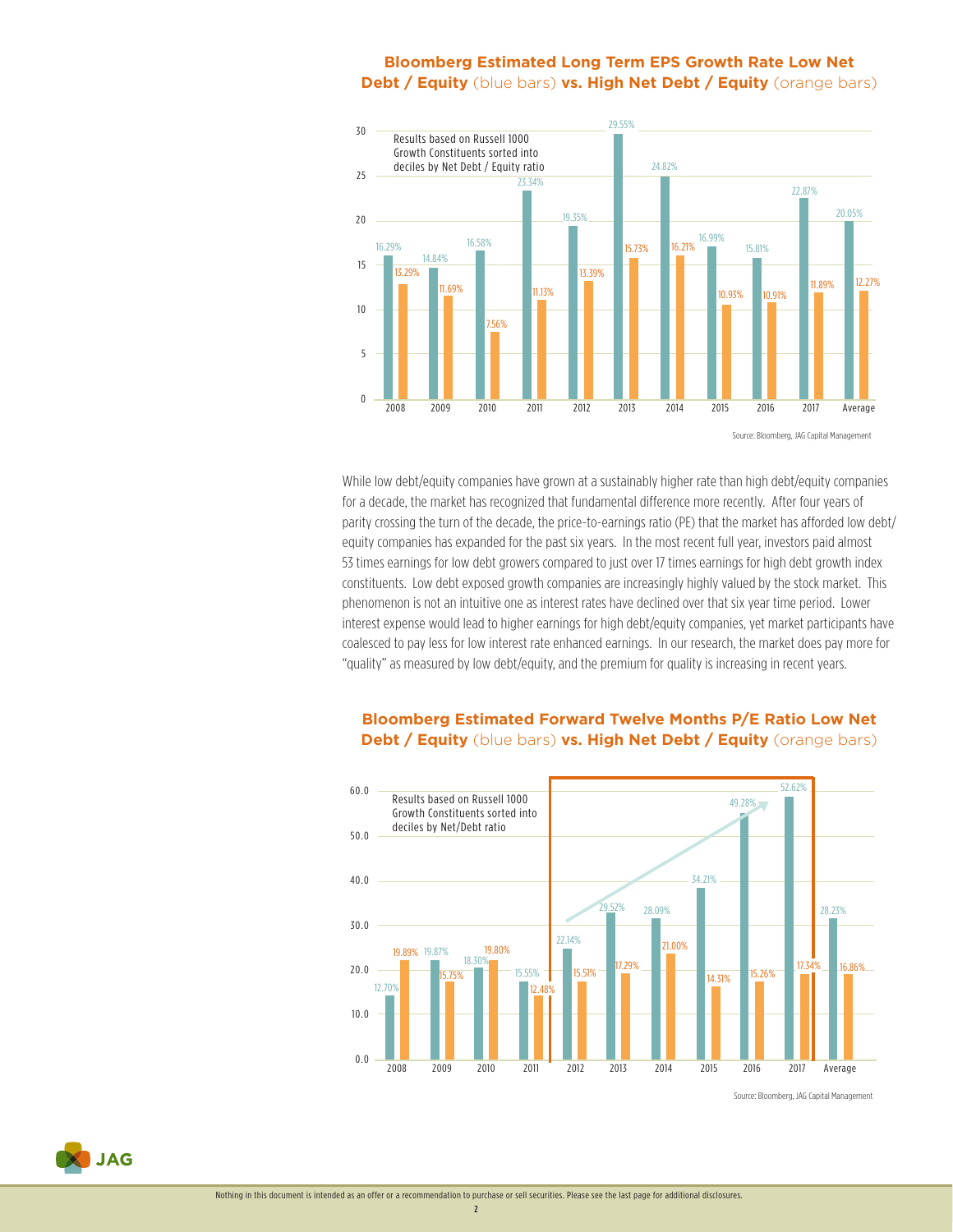## Bloomberg Estimated Long Term EPS Growth Rate Low Net Debt / Equity (blue bars) vs. High Net Debt / Equity (orange bars)

Results based on Russell 1000 Growth Constituents sorted into deciles by Net Debt / Equity ratio

| Year | Low Net Debt / Equity (blue) | High Net Debt / Equity (orange) |
|---|---|---|
| 2008 | 16.29% | 13.29% |
| 2009 | 14.84% | 11.69% |
| 2010 | 16.58% | 7.56% |
| 2011 | 23.34% | 11.13% |
| 2012 | 19.35% | 13.39% |
| 2013 | 29.55% | 15.73% |
| 2014 | 24.82% | 16.21% |
| 2015 | 16.99% | 10.93% |
| 2016 | 15.81% | 10.91% |
| 2017 | 22.87% | 11.89% |
| Average | 20.05% | 12.27% |

Source: Bloomberg, JAG Capital Management

While low debt/equity companies have grown at a sustainably higher rate than high debt/equity companies for a decade, the market has recognized that fundamental difference more recently. After four years of parity crossing the turn of the decade, the price-to-earnings ratio (PE) that the market has afforded low debt/equity companies has expanded for the past six years. In the most recent full year, investors paid almost 53 times earnings for low debt growers compared to just over 17 times earnings for high debt growth index constituents. Low debt exposed growth companies are increasingly highly valued by the stock market. This phenomenon is not an intuitive one as interest rates have declined over that six year time period. Lower interest expense would lead to higher earnings for high debt/equity companies, yet market participants have coalesced to pay less for low interest rate enhanced earnings. In our research, the market does pay more for "quality" as measured by low debt/equity, and the premium for quality is increasing in recent years.

## Bloomberg Estimated Forward Twelve Months P/E Ratio Low Net Debt / Equity (blue bars) vs. High Net Debt / Equity (orange bars)

Results based on Russell 1000 Growth Constituents sorted into deciles by Net/Debt ratio

| Year | Low Net Debt / Equity (blue) | High Net Debt / Equity (orange) |
|---|---|---|
| 2008 | 12.70% | 19.89% |
| 2009 | 19.87% | 15.75% |
| 2010 | 18.30% | 19.80% |
| 2011 | 15.55% | 12.48% |
| 2012 | 22.14% | 15.51% |
| 2013 | 29.52% | 17.29% |
| 2014 | 28.09% | 21.00% |
| 2015 | 34.21% | 14.31% |
| 2016 | 49.28% | 15.26% |
| 2017 | 52.62% | 17.34% |
| Average | 28.23% | 16.86% |

Source: Bloomberg, JAG Capital Management

Nothing in this document is intended as an offer or a recommendation to purchase or sell securities. Please see the last page for additional disclosures.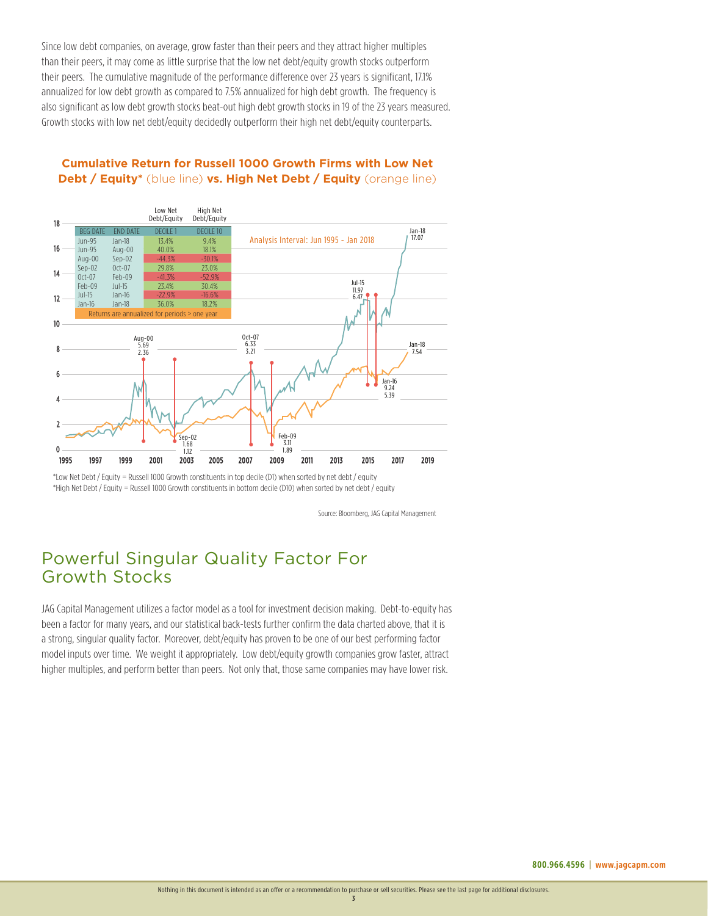Since low debt companies, on average, grow faster than their peers and they attract higher multiples than their peers, it may come as little surprise that the low net debt/equity growth stocks outperform their peers. The cumulative magnitude of the performance difference over 23 years is significant, 17.1% annualized for low debt growth as compared to 7.5% annualized for high debt growth. The frequency is also significant as low debt growth stocks beat-out high debt growth stocks in 19 of the 23 years measured. Growth stocks with low net debt/equity decidedly outperform their high net debt/equity counterparts.

**Cumulative Return for Russell 1000 Growth Firms with Low Net Debt / Equity*** (blue line) **vs. High Net Debt / Equity** (orange line)

| BEG DATE | END DATE | Low Net Debt/Equity DECILE 1 | High Net Debt/Equity DECILE 10 |
|---|---|---|---|
| Jun-95 | Jan-18 | 13.4% | 9.4% |
| Jun-95 | Aug-00 | 40.0% | 18.1% |
| Aug-00 | Sep-02 | -44.3% | -30.1% |
| Sep-02 | Oct-07 | 29.8% | 23.0% |
| Oct-07 | Feb-09 | -41.3% | -52.9% |
| Feb-09 | Jul-15 | 23.4% | 30.4% |
| Jul-15 | Jan-16 | -22.9% | -16.6% |
| Jan-16 | Jan-18 | 36.0% | 18.2% |

Returns are annualized for periods > one year

Analysis Interval: Jun 1995 - Jan 2018

Chart labels: Aug-00 5.69 / 2.36; Sep-02 1.68 / 1.12; Oct-07 6.33 / 3.21; Feb-09 3.11 / 1.89; Jul-15 11.97 / 6.47; Jan-16 9.24 / 5.39; Jan-18 17.07 (low net debt/equity); Jan-18 7.54 (high net debt/equity)

*Low Net Debt / Equity = Russell 1000 Growth constituents in top decile (D1) when sorted by net debt / equity
*High Net Debt / Equity = Russell 1000 Growth constituents in bottom decile (D10) when sorted by net debt / equity

Source: Bloomberg, JAG Capital Management

## Powerful Singular Quality Factor For Growth Stocks

JAG Capital Management utilizes a factor model as a tool for investment decision making. Debt-to-equity has been a factor for many years, and our statistical back-tests further confirm the data charted above, that it is a strong, singular quality factor. Moreover, debt/equity has proven to be one of our best performing factor model inputs over time. We weight it appropriately. Low debt/equity growth companies grow faster, attract higher multiples, and perform better than peers. Not only that, those same companies may have lower risk.

**800.966.4596 | www.jagcapm.com**

Nothing in this document is intended as an offer or a recommendation to purchase or sell securities. Please see the last page for additional disclosures.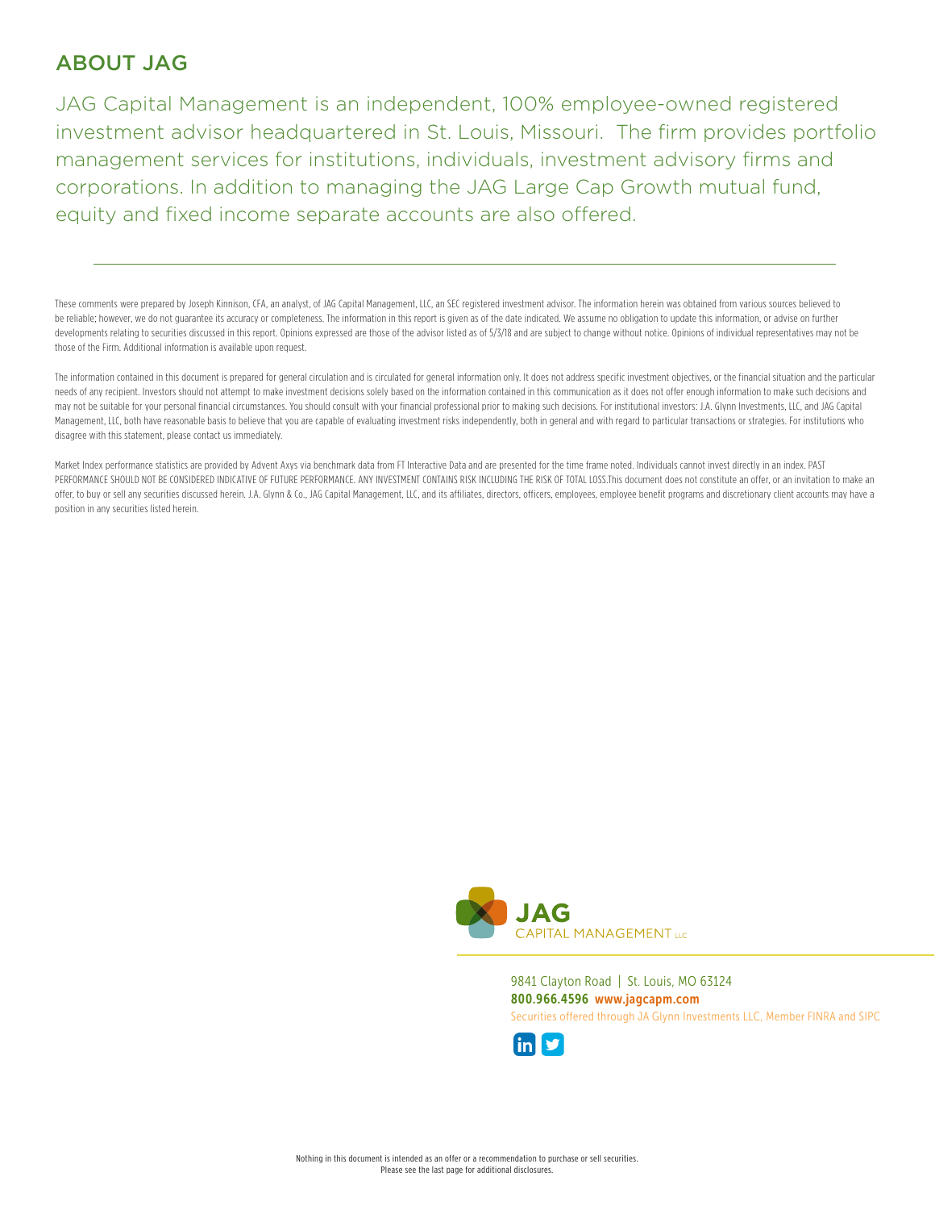## ABOUT JAG

JAG Capital Management is an independent, 100% employee-owned registered investment advisor headquartered in St. Louis, Missouri. The firm provides portfolio management services for institutions, individuals, investment advisory firms and corporations. In addition to managing the JAG Large Cap Growth mutual fund, equity and fixed income separate accounts are also offered.

---

These comments were prepared by Joseph Kinnison, CFA, an analyst, of JAG Capital Management, LLC, an SEC registered investment advisor. The information herein was obtained from various sources believed to be reliable; however, we do not guarantee its accuracy or completeness. The information in this report is given as of the date indicated. We assume no obligation to update this information, or advise on further developments relating to securities discussed in this report. Opinions expressed are those of the advisor listed as of 5/3/18 and are subject to change without notice. Opinions of individual representatives may not be those of the Firm. Additional information is available upon request.

The information contained in this document is prepared for general circulation and is circulated for general information only. It does not address specific investment objectives, or the financial situation and the particular needs of any recipient. Investors should not attempt to make investment decisions solely based on the information contained in this communication as it does not offer enough information to make such decisions and may not be suitable for your personal financial circumstances. You should consult with your financial professional prior to making such decisions. For institutional investors: J.A. Glynn Investments, LLC, and JAG Capital Management, LLC, both have reasonable basis to believe that you are capable of evaluating investment risks independently, both in general and with regard to particular transactions or strategies. For institutions who disagree with this statement, please contact us immediately.

Market Index performance statistics are provided by Advent Axys via benchmark data from FT Interactive Data and are presented for the time frame noted. Individuals cannot invest directly in an index. PAST PERFORMANCE SHOULD NOT BE CONSIDERED INDICATIVE OF FUTURE PERFORMANCE. ANY INVESTMENT CONTAINS RISK INCLUDING THE RISK OF TOTAL LOSS.This document does not constitute an offer, or an invitation to make an offer, to buy or sell any securities discussed herein. J.A. Glynn & Co., JAG Capital Management, LLC, and its affiliates, directors, officers, employees, employee benefit programs and discretionary client accounts may have a position in any securities listed herein.

**JAG**
CAPITAL MANAGEMENT LLC

9841 Clayton Road | St. Louis, MO 63124
**800.966.4596** **www.jagcapm.com**
Securities offered through JA Glynn Investments LLC, Member FINRA and SIPC

Nothing in this document is intended as an offer or a recommendation to purchase or sell securities.
Please see the last page for additional disclosures.